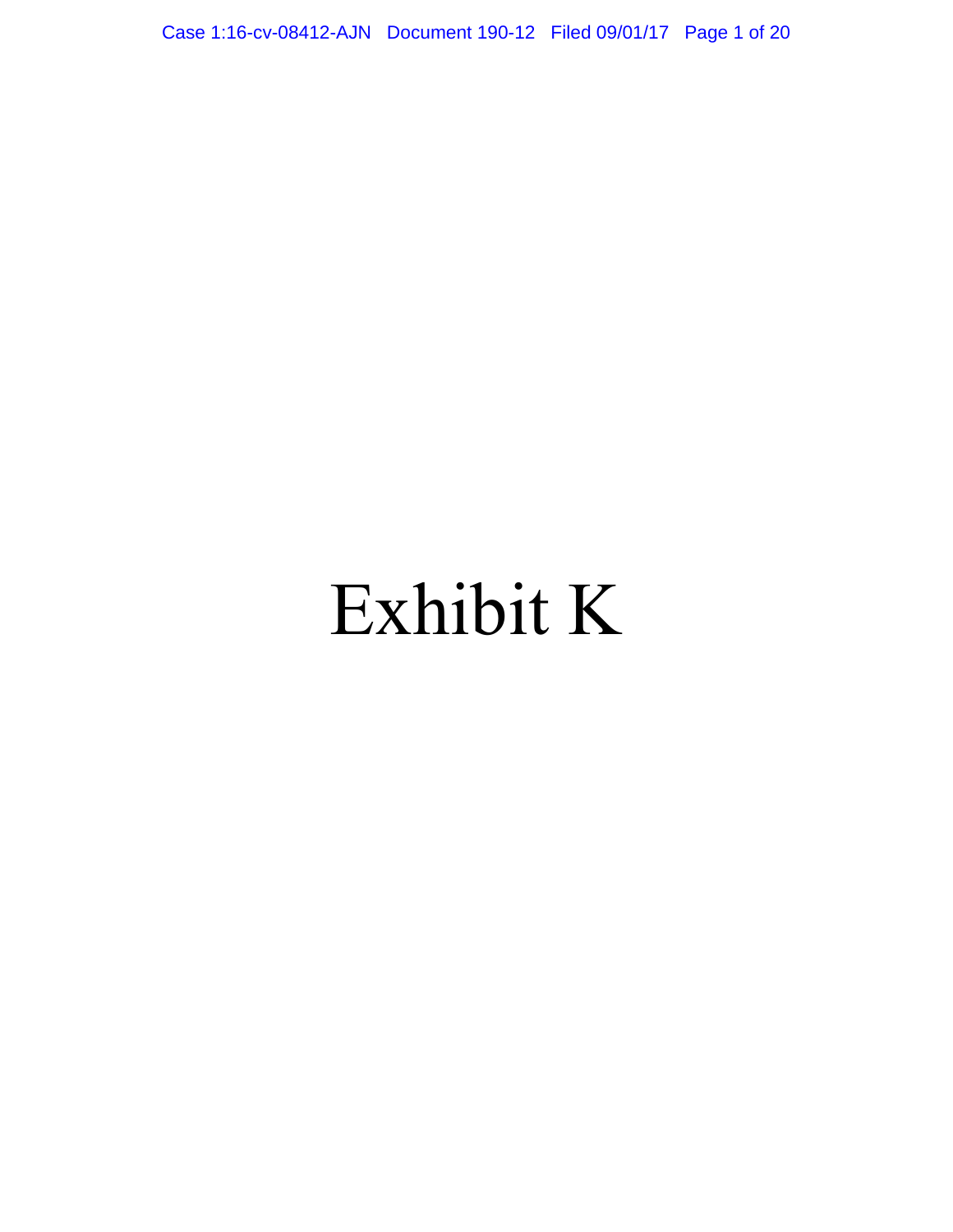# Exhibit K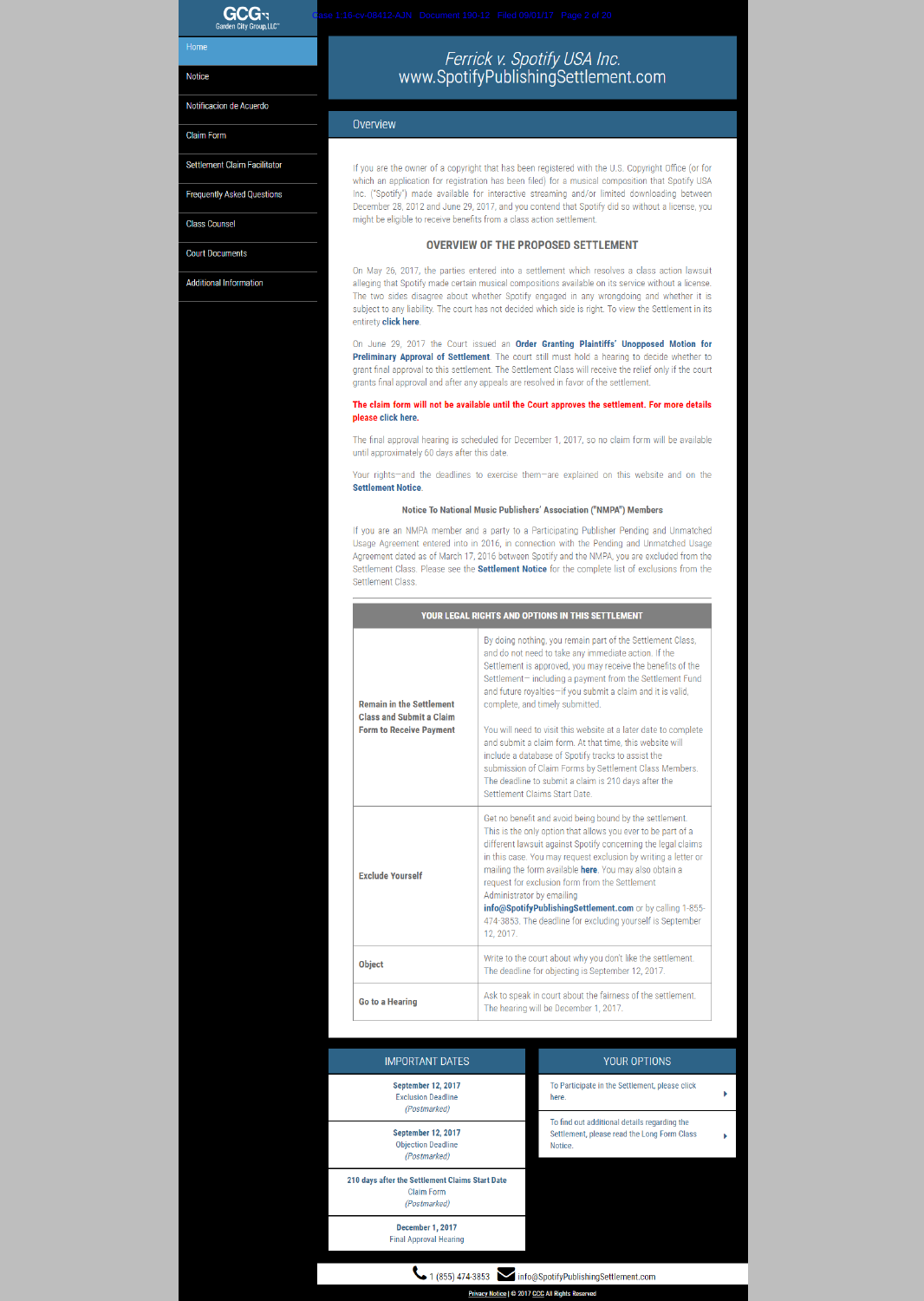GCG Garden City Group, LLC

- Home
- Notice
- Notificacion de Acuerdo
- Claim Form
- Settlement Claim Facilitator
- Frequently Asked Questions
- Class Counsel
- Court Documents
- Additional Information

# *Ferrick v. Spotify USA Inc.*
# www.SpotifyPublishingSettlement.com

## Overview

If you are the owner of a copyright that has been registered with the U.S. Copyright Office (or for which an application for registration has been filed) for a musical composition that Spotify USA Inc. ("Spotify") made available for interactive streaming and/or limited downloading between December 28, 2012 and June 29, 2017, and you contend that Spotify did so without a license, you might be eligible to receive benefits from a class action settlement.

### OVERVIEW OF THE PROPOSED SETTLEMENT

On May 26, 2017, the parties entered into a settlement which resolves a class action lawsuit alleging that Spotify made certain musical compositions available on its service without a license. The two sides disagree about whether Spotify engaged in any wrongdoing and whether it is subject to any liability. The court has not decided which side is right. To view the Settlement in its entirety **click here**.

On June 29, 2017 the Court issued an **Order Granting Plaintiffs' Unopposed Motion for Preliminary Approval of Settlement**. The court still must hold a hearing to decide whether to grant final approval to this settlement. The Settlement Class will receive the relief only if the court grants final approval and after any appeals are resolved in favor of the settlement.

**The claim form will not be available until the Court approves the settlement. For more details please click here.**

The final approval hearing is scheduled for December 1, 2017, so no claim form will be available until approximately 60 days after this date.

Your rights—and the deadlines to exercise them—are explained on this website and on the **Settlement Notice**.

**Notice To National Music Publishers' Association ("NMPA") Members**

If you are an NMPA member and a party to a Participating Publisher Pending and Unmatched Usage Agreement entered into in 2016, in connection with the Pending and Unmatched Usage Agreement dated as of March 17, 2016 between Spotify and the NMPA, you are excluded from the Settlement Class. Please see the **Settlement Notice** for the complete list of exclusions from the Settlement Class.

| YOUR LEGAL RIGHTS AND OPTIONS IN THIS SETTLEMENT | |
|---|---|
| **Remain in the Settlement Class and Submit a Claim Form to Receive Payment** | By doing nothing, you remain part of the Settlement Class, and do not need to take any immediate action. If the Settlement is approved, you may receive the benefits of the Settlement— including a payment from the Settlement Fund and future royalties—if you submit a claim and it is valid, complete, and timely submitted. You will need to visit this website at a later date to complete and submit a claim form. At that time, this website will include a database of Spotify tracks to assist the submission of Claim Forms by Settlement Class Members. The deadline to submit a claim is 210 days after the Settlement Claims Start Date. |
| **Exclude Yourself** | Get no benefit and avoid being bound by the settlement. This is the only option that allows you ever to be part of a different lawsuit against Spotify concerning the legal claims in this case. You may request exclusion by writing a letter or mailing the form available **here**. You may also obtain a request for exclusion form from the Settlement Administrator by emailing **info@SpotifyPublishingSettlement.com** or by calling 1-855-474-3853. The deadline for excluding yourself is September 12, 2017. |
| **Object** | Write to the court about why you don't like the settlement. The deadline for objecting is September 12, 2017. |
| **Go to a Hearing** | Ask to speak in court about the fairness of the settlement. The hearing will be December 1, 2017. |

## IMPORTANT DATES

**September 12, 2017**
Exclusion Deadline
*(Postmarked)*

**September 12, 2017**
Objection Deadline
*(Postmarked)*

**210 days after the Settlement Claims Start Date**
Claim Form
*(Postmarked)*

**December 1, 2017**
Final Approval Hearing

## YOUR OPTIONS

To Participate in the Settlement, please click here.

To find out additional details regarding the Settlement, please read the Long Form Class Notice.

1 (855) 474-3853 info@SpotifyPublishingSettlement.com

Privacy Notice | © 2017 GCG All Rights Reserved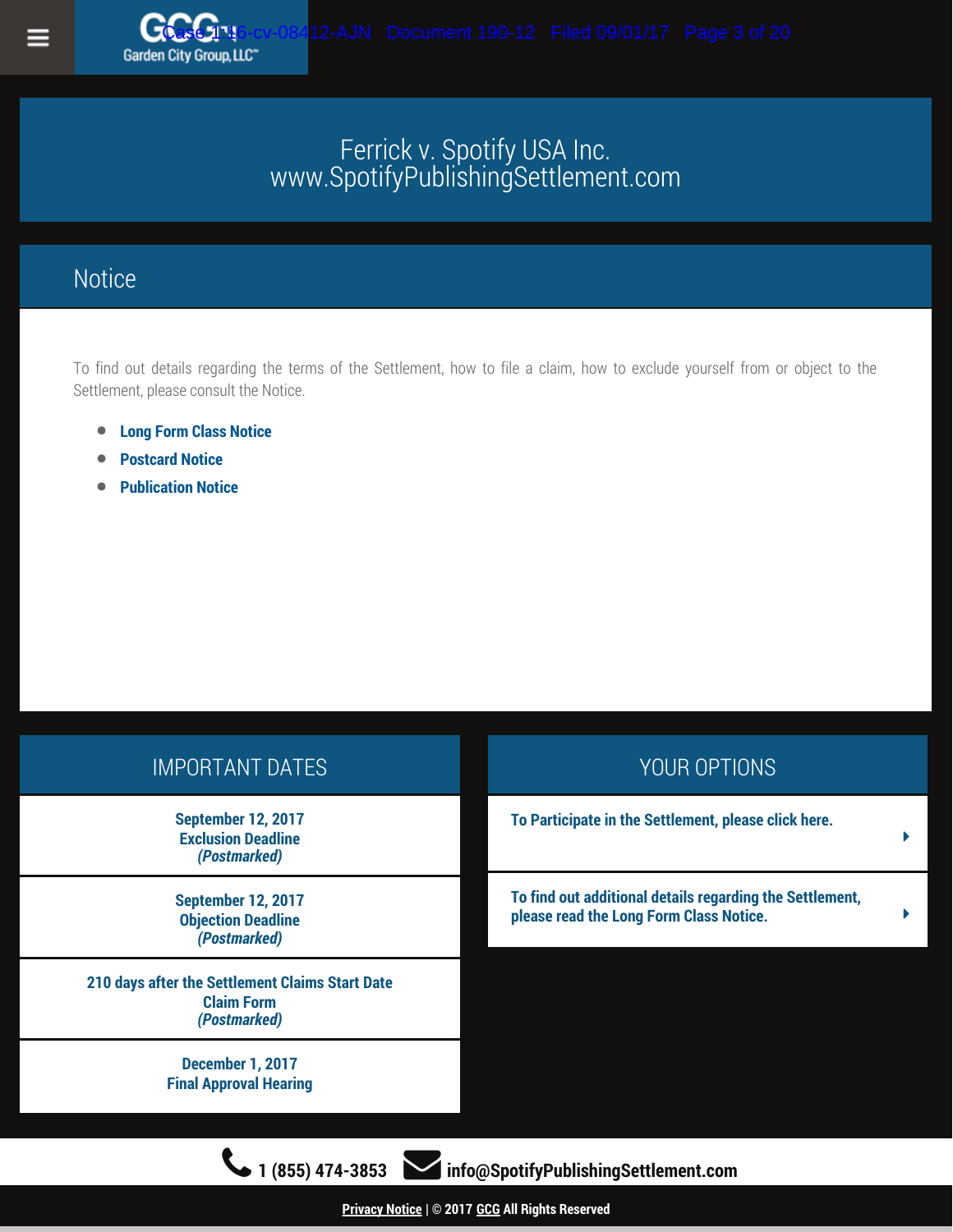Garden City Group, LLC

# Ferrick v. Spotify USA Inc.
# www.SpotifyPublishingSettlement.com

## Notice

To find out details regarding the terms of the Settlement, how to file a claim, how to exclude yourself from or object to the Settlement, please consult the Notice.

- **Long Form Class Notice**
- **Postcard Notice**
- **Publication Notice**

## IMPORTANT DATES

**September 12, 2017**
**Exclusion Deadline**
***(Postmarked)***

**September 12, 2017**
**Objection Deadline**
***(Postmarked)***

**210 days after the Settlement Claims Start Date**
**Claim Form**
***(Postmarked)***

**December 1, 2017**
**Final Approval Hearing**

## YOUR OPTIONS

**To Participate in the Settlement, please click here.**

**To find out additional details regarding the Settlement, please read the Long Form Class Notice.**

**1 (855) 474-3853** **info@SpotifyPublishingSettlement.com**

**Privacy Notice | © 2017 GCG All Rights Reserved**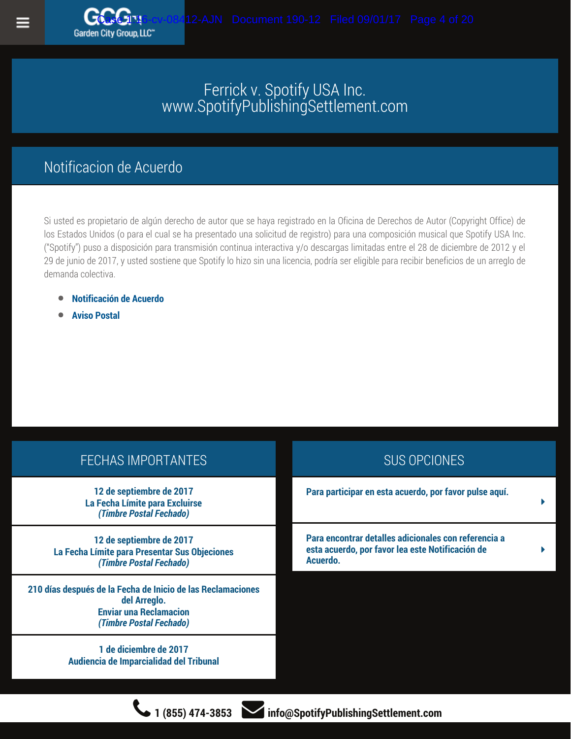GCG Garden City Group, LLC™

# Ferrick v. Spotify USA Inc.
www.SpotifyPublishingSettlement.com

## Notificacion de Acuerdo

Si usted es propietario de algún derecho de autor que se haya registrado en la Oficina de Derechos de Autor (Copyright Office) de los Estados Unidos (o para el cual se ha presentado una solicitud de registro) para una composición musical que Spotify USA Inc. ("Spotify") puso a disposición para transmisión continua interactiva y/o descargas limitadas entre el 28 de diciembre de 2012 y el 29 de junio de 2017, y usted sostiene que Spotify lo hizo sin una licencia, podría ser eligible para recibir beneficios de un arreglo de demanda colectiva.

- **Notificación de Acuerdo**
- **Aviso Postal**

## FECHAS IMPORTANTES

**12 de septiembre de 2017**
**La Fecha Límite para Excluirse**
***(Timbre Postal Fechado)***

**12 de septiembre de 2017**
**La Fecha Límite para Presentar Sus Objeciones**
***(Timbre Postal Fechado)***

**210 días después de la Fecha de Inicio de las Reclamaciones del Arreglo.**
**Enviar una Reclamacion**
***(Timbre Postal Fechado)***

**1 de diciembre de 2017**
**Audiencia de Imparcialidad del Tribunal**

## SUS OPCIONES

**Para participar en esta acuerdo, por favor pulse aquí.**

**Para encontrar detalles adicionales con referencia a esta acuerdo, por favor lea este Notificación de Acuerdo.**

**1 (855) 474-3853** **info@SpotifyPublishingSettlement.com**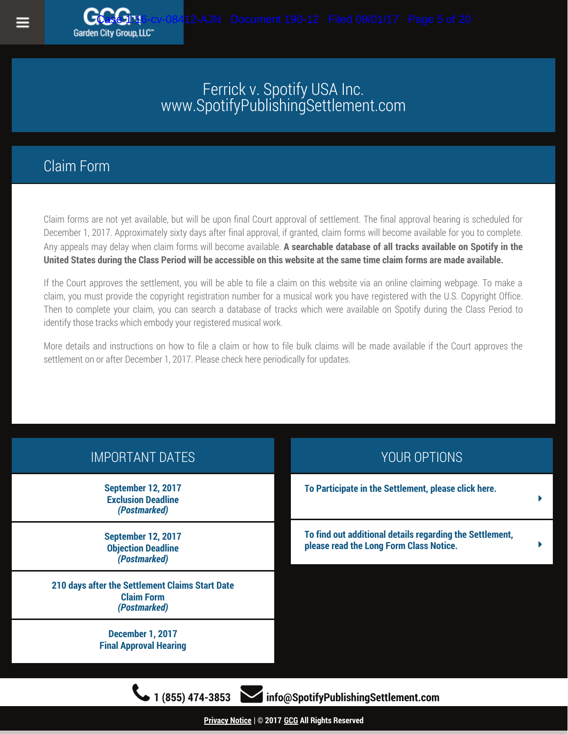Garden City Group, LLC

# Ferrick v. Spotify USA Inc.
# www.SpotifyPublishingSettlement.com

## Claim Form

Claim forms are not yet available, but will be upon final Court approval of settlement. The final approval hearing is scheduled for December 1, 2017. Approximately sixty days after final approval, if granted, claim forms will become available for you to complete. Any appeals may delay when claim forms will become available. **A searchable database of all tracks available on Spotify in the United States during the Class Period will be accessible on this website at the same time claim forms are made available.**

If the Court approves the settlement, you will be able to file a claim on this website via an online claiming webpage. To make a claim, you must provide the copyright registration number for a musical work you have registered with the U.S. Copyright Office. Then to complete your claim, you can search a database of tracks which were available on Spotify during the Class Period to identify those tracks which embody your registered musical work.

More details and instructions on how to file a claim or how to file bulk claims will be made available if the Court approves the settlement on or after December 1, 2017. Please check here periodically for updates.

## IMPORTANT DATES

**September 12, 2017**
**Exclusion Deadline**
***(Postmarked)***

**September 12, 2017**
**Objection Deadline**
***(Postmarked)***

**210 days after the Settlement Claims Start Date**
**Claim Form**
***(Postmarked)***

**December 1, 2017**
**Final Approval Hearing**

## YOUR OPTIONS

**To Participate in the Settlement, please click here.**

**To find out additional details regarding the Settlement, please read the Long Form Class Notice.**

**1 (855) 474-3853** **info@SpotifyPublishingSettlement.com**

**Privacy Notice | © 2017 GCG All Rights Reserved**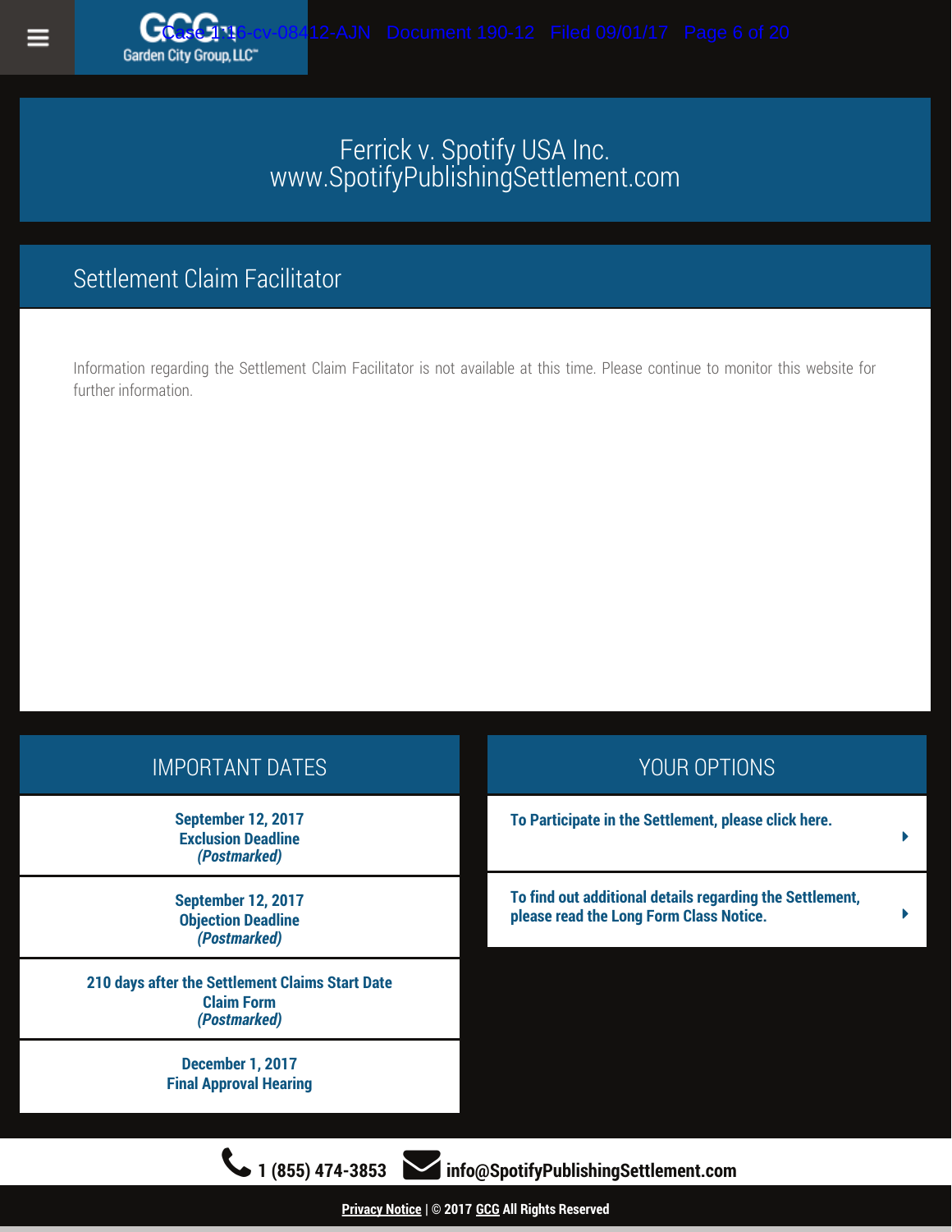Garden City Group, LLC

# Ferrick v. Spotify USA Inc.
www.SpotifyPublishingSettlement.com

## Settlement Claim Facilitator

Information regarding the Settlement Claim Facilitator is not available at this time. Please continue to monitor this website for further information.

## IMPORTANT DATES

**September 12, 2017**
**Exclusion Deadline**
***(Postmarked)***

**September 12, 2017**
**Objection Deadline**
***(Postmarked)***

**210 days after the Settlement Claims Start Date**
**Claim Form**
***(Postmarked)***

**December 1, 2017**
**Final Approval Hearing**

## YOUR OPTIONS

**To Participate in the Settlement, please click here.**

**To find out additional details regarding the Settlement, please read the Long Form Class Notice.**

**1 (855) 474-3853** **info@SpotifyPublishingSettlement.com**

**Privacy Notice | © 2017 GCG All Rights Reserved**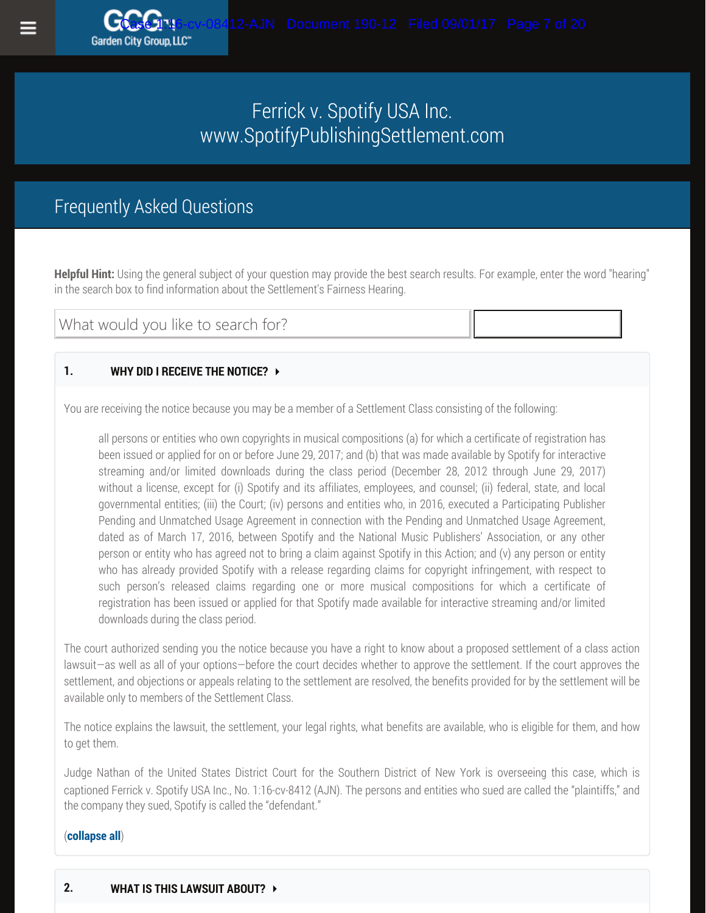Garden City Group, LLC™

# Ferrick v. Spotify USA Inc.
www.SpotifyPublishingSettlement.com

## Frequently Asked Questions

**Helpful Hint:** Using the general subject of your question may provide the best search results. For example, enter the word "hearing" in the search box to find information about the Settlement's Fairness Hearing.

What would you like to search for?

### 1. WHY DID I RECEIVE THE NOTICE?

You are receiving the notice because you may be a member of a Settlement Class consisting of the following:

> all persons or entities who own copyrights in musical compositions (a) for which a certificate of registration has been issued or applied for on or before June 29, 2017; and (b) that was made available by Spotify for interactive streaming and/or limited downloads during the class period (December 28, 2012 through June 29, 2017) without a license, except for (i) Spotify and its affiliates, employees, and counsel; (ii) federal, state, and local governmental entities; (iii) the Court; (iv) persons and entities who, in 2016, executed a Participating Publisher Pending and Unmatched Usage Agreement in connection with the Pending and Unmatched Usage Agreement, dated as of March 17, 2016, between Spotify and the National Music Publishers' Association, or any other person or entity who has agreed not to bring a claim against Spotify in this Action; and (v) any person or entity who has already provided Spotify with a release regarding claims for copyright infringement, with respect to such person's released claims regarding one or more musical compositions for which a certificate of registration has been issued or applied for that Spotify made available for interactive streaming and/or limited downloads during the class period.

The court authorized sending you the notice because you have a right to know about a proposed settlement of a class action lawsuit—as well as all of your options—before the court decides whether to approve the settlement. If the court approves the settlement, and objections or appeals relating to the settlement are resolved, the benefits provided for by the settlement will be available only to members of the Settlement Class.

The notice explains the lawsuit, the settlement, your legal rights, what benefits are available, who is eligible for them, and how to get them.

Judge Nathan of the United States District Court for the Southern District of New York is overseeing this case, which is captioned Ferrick v. Spotify USA Inc., No. 1:16-cv-8412 (AJN). The persons and entities who sued are called the "plaintiffs," and the company they sued, Spotify is called the "defendant."

(**collapse all**)

### 2. WHAT IS THIS LAWSUIT ABOUT?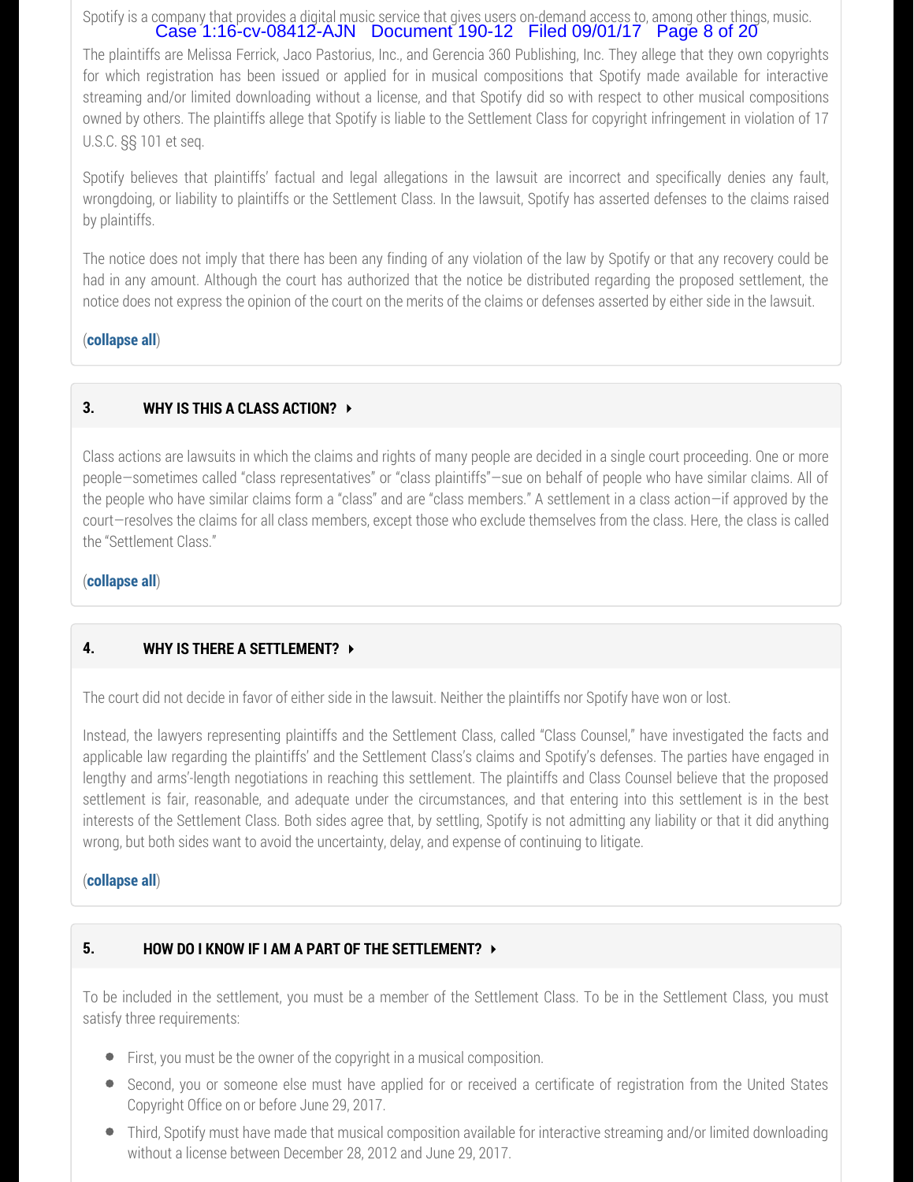Spotify is a company that provides a digital music service that gives users on-demand access to, among other things, music.

The plaintiffs are Melissa Ferrick, Jaco Pastorius, Inc., and Gerencia 360 Publishing, Inc. They allege that they own copyrights for which registration has been issued or applied for in musical compositions that Spotify made available for interactive streaming and/or limited downloading without a license, and that Spotify did so with respect to other musical compositions owned by others. The plaintiffs allege that Spotify is liable to the Settlement Class for copyright infringement in violation of 17 U.S.C. §§ 101 et seq.

Spotify believes that plaintiffs' factual and legal allegations in the lawsuit are incorrect and specifically denies any fault, wrongdoing, or liability to plaintiffs or the Settlement Class. In the lawsuit, Spotify has asserted defenses to the claims raised by plaintiffs.

The notice does not imply that there has been any finding of any violation of the law by Spotify or that any recovery could be had in any amount. Although the court has authorized that the notice be distributed regarding the proposed settlement, the notice does not express the opinion of the court on the merits of the claims or defenses asserted by either side in the lawsuit.

(**collapse all**)

### 3. WHY IS THIS A CLASS ACTION?

Class actions are lawsuits in which the claims and rights of many people are decided in a single court proceeding. One or more people—sometimes called "class representatives" or "class plaintiffs"—sue on behalf of people who have similar claims. All of the people who have similar claims form a "class" and are "class members." A settlement in a class action—if approved by the court—resolves the claims for all class members, except those who exclude themselves from the class. Here, the class is called the "Settlement Class."

(**collapse all**)

### 4. WHY IS THERE A SETTLEMENT?

The court did not decide in favor of either side in the lawsuit. Neither the plaintiffs nor Spotify have won or lost.

Instead, the lawyers representing plaintiffs and the Settlement Class, called "Class Counsel," have investigated the facts and applicable law regarding the plaintiffs' and the Settlement Class's claims and Spotify's defenses. The parties have engaged in lengthy and arms'-length negotiations in reaching this settlement. The plaintiffs and Class Counsel believe that the proposed settlement is fair, reasonable, and adequate under the circumstances, and that entering into this settlement is in the best interests of the Settlement Class. Both sides agree that, by settling, Spotify is not admitting any liability or that it did anything wrong, but both sides want to avoid the uncertainty, delay, and expense of continuing to litigate.

(**collapse all**)

### 5. HOW DO I KNOW IF I AM A PART OF THE SETTLEMENT?

To be included in the settlement, you must be a member of the Settlement Class. To be in the Settlement Class, you must satisfy three requirements:

- First, you must be the owner of the copyright in a musical composition.
- Second, you or someone else must have applied for or received a certificate of registration from the United States Copyright Office on or before June 29, 2017.
- Third, Spotify must have made that musical composition available for interactive streaming and/or limited downloading without a license between December 28, 2012 and June 29, 2017.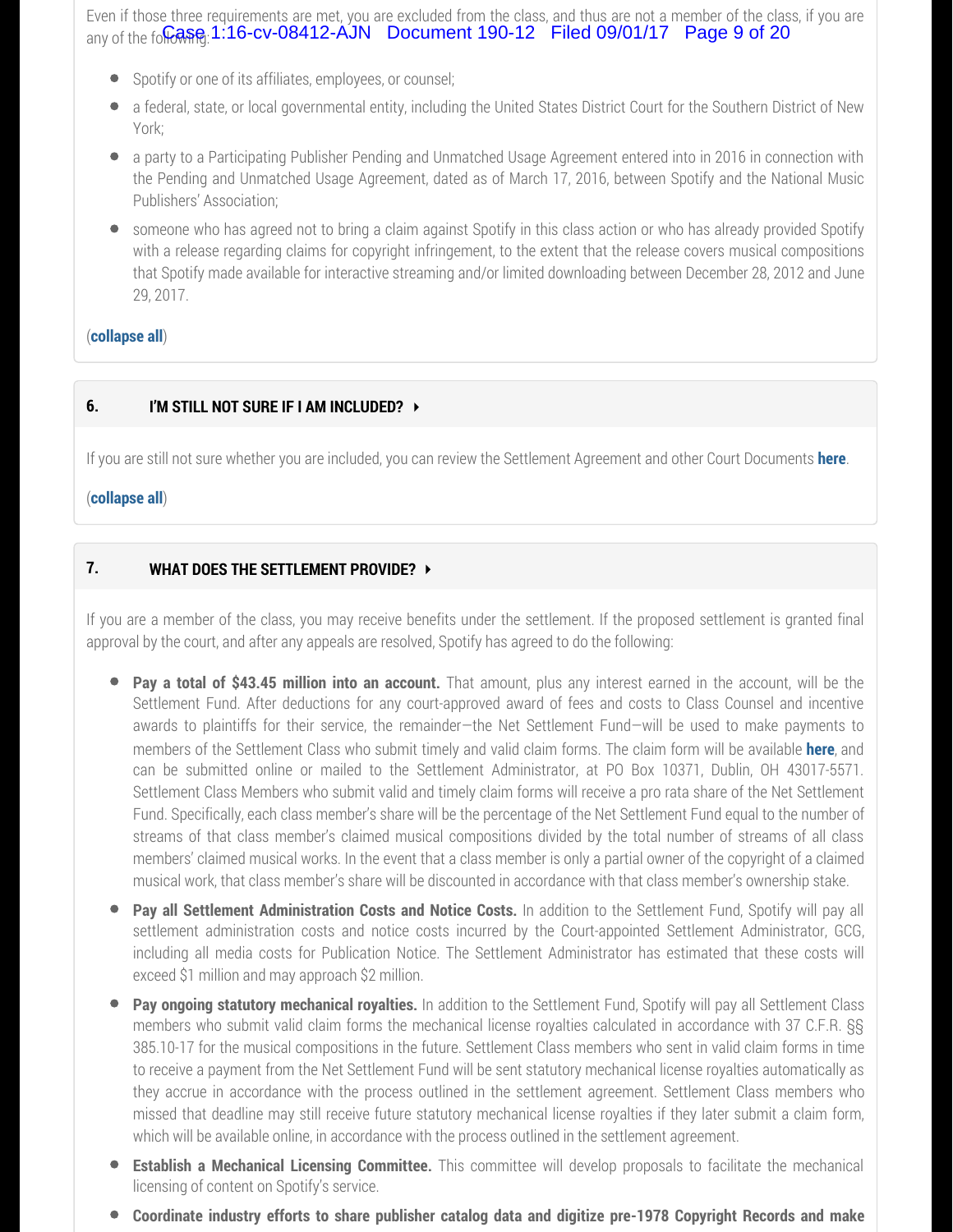Even if those three requirements are met, you are excluded from the class, and thus are not a member of the class, if you are any of the following:

- Spotify or one of its affiliates, employees, or counsel;
- a federal, state, or local governmental entity, including the United States District Court for the Southern District of New York;
- a party to a Participating Publisher Pending and Unmatched Usage Agreement entered into in 2016 in connection with the Pending and Unmatched Usage Agreement, dated as of March 17, 2016, between Spotify and the National Music Publishers' Association;
- someone who has agreed not to bring a claim against Spotify in this class action or who has already provided Spotify with a release regarding claims for copyright infringement, to the extent that the release covers musical compositions that Spotify made available for interactive streaming and/or limited downloading between December 28, 2012 and June 29, 2017.

(**collapse all**)

## 6. I'M STILL NOT SURE IF I AM INCLUDED?

If you are still not sure whether you are included, you can review the Settlement Agreement and other Court Documents **here**.

(**collapse all**)

## 7. WHAT DOES THE SETTLEMENT PROVIDE?

If you are a member of the class, you may receive benefits under the settlement. If the proposed settlement is granted final approval by the court, and after any appeals are resolved, Spotify has agreed to do the following:

- **Pay a total of $43.45 million into an account.** That amount, plus any interest earned in the account, will be the Settlement Fund. After deductions for any court-approved award of fees and costs to Class Counsel and incentive awards to plaintiffs for their service, the remainder—the Net Settlement Fund—will be used to make payments to members of the Settlement Class who submit timely and valid claim forms. The claim form will be available **here**, and can be submitted online or mailed to the Settlement Administrator, at PO Box 10371, Dublin, OH 43017-5571. Settlement Class Members who submit valid and timely claim forms will receive a pro rata share of the Net Settlement Fund. Specifically, each class member's share will be the percentage of the Net Settlement Fund equal to the number of streams of that class member's claimed musical compositions divided by the total number of streams of all class members' claimed musical works. In the event that a class member is only a partial owner of the copyright of a claimed musical work, that class member's share will be discounted in accordance with that class member's ownership stake.
- **Pay all Settlement Administration Costs and Notice Costs.** In addition to the Settlement Fund, Spotify will pay all settlement administration costs and notice costs incurred by the Court-appointed Settlement Administrator, GCG, including all media costs for Publication Notice. The Settlement Administrator has estimated that these costs will exceed $1 million and may approach $2 million.
- **Pay ongoing statutory mechanical royalties.** In addition to the Settlement Fund, Spotify will pay all Settlement Class members who submit valid claim forms the mechanical license royalties calculated in accordance with 37 C.F.R. §§ 385.10-17 for the musical compositions in the future. Settlement Class members who sent in valid claim forms in time to receive a payment from the Net Settlement Fund will be sent statutory mechanical license royalties automatically as they accrue in accordance with the process outlined in the settlement agreement. Settlement Class members who missed that deadline may still receive future statutory mechanical license royalties if they later submit a claim form, which will be available online, in accordance with the process outlined in the settlement agreement.
- **Establish a Mechanical Licensing Committee.** This committee will develop proposals to facilitate the mechanical licensing of content on Spotify's service.
- **Coordinate industry efforts to share publisher catalog data and digitize pre-1978 Copyright Records and make**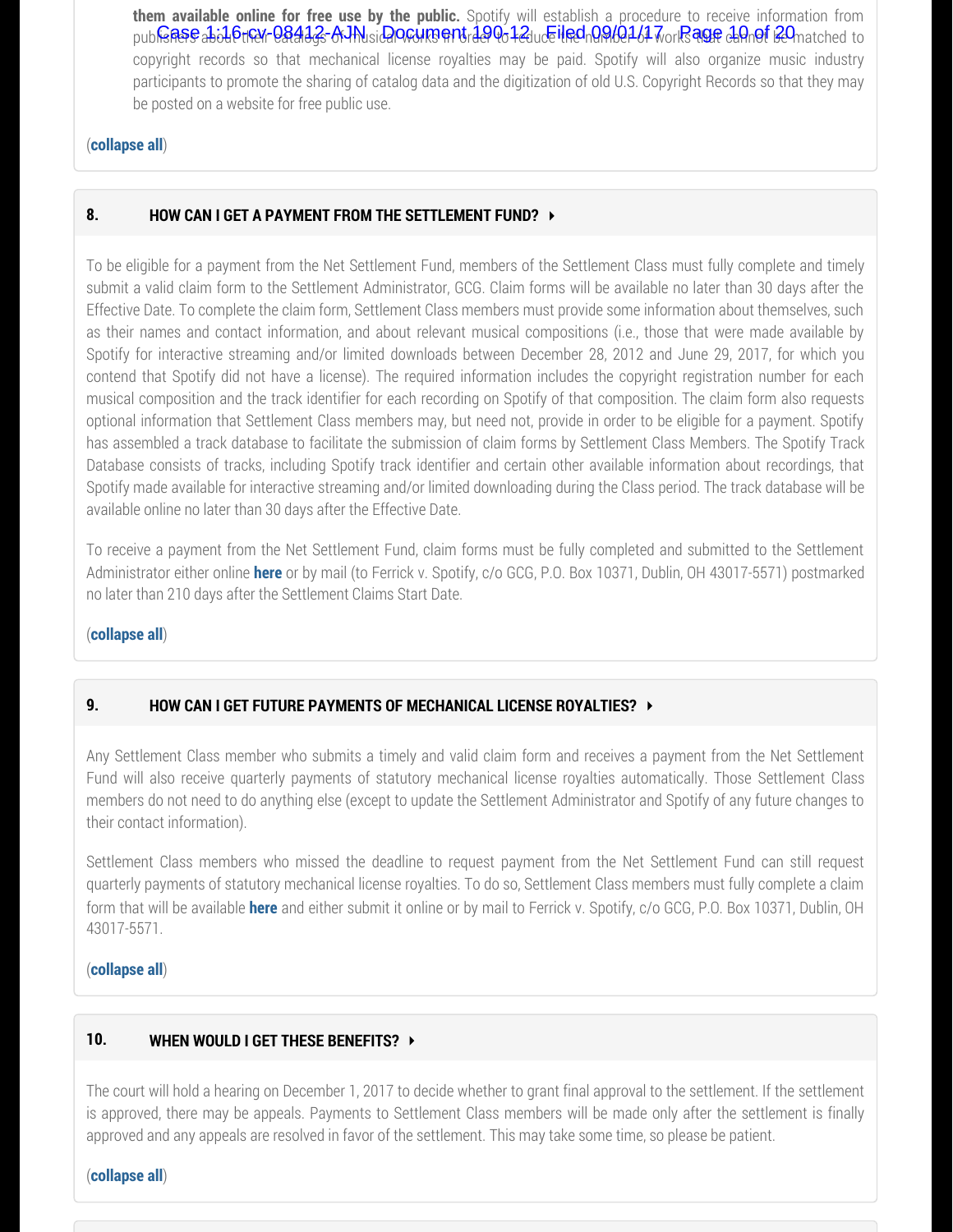**them available online for free use by the public.** Spotify will establish a procedure to receive information from publishers about their catalogs of musical works in order to reduce the number of works that cannot be matched to copyright records so that mechanical license royalties may be paid. Spotify will also organize music industry participants to promote the sharing of catalog data and the digitization of old U.S. Copyright Records so that they may be posted on a website for free public use.

(**collapse all**)

## 8. HOW CAN I GET A PAYMENT FROM THE SETTLEMENT FUND?

To be eligible for a payment from the Net Settlement Fund, members of the Settlement Class must fully complete and timely submit a valid claim form to the Settlement Administrator, GCG. Claim forms will be available no later than 30 days after the Effective Date. To complete the claim form, Settlement Class members must provide some information about themselves, such as their names and contact information, and about relevant musical compositions (i.e., those that were made available by Spotify for interactive streaming and/or limited downloads between December 28, 2012 and June 29, 2017, for which you contend that Spotify did not have a license). The required information includes the copyright registration number for each musical composition and the track identifier for each recording on Spotify of that composition. The claim form also requests optional information that Settlement Class members may, but need not, provide in order to be eligible for a payment. Spotify has assembled a track database to facilitate the submission of claim forms by Settlement Class Members. The Spotify Track Database consists of tracks, including Spotify track identifier and certain other available information about recordings, that Spotify made available for interactive streaming and/or limited downloading during the Class period. The track database will be available online no later than 30 days after the Effective Date.

To receive a payment from the Net Settlement Fund, claim forms must be fully completed and submitted to the Settlement Administrator either online **here** or by mail (to Ferrick v. Spotify, c/o GCG, P.O. Box 10371, Dublin, OH 43017-5571) postmarked no later than 210 days after the Settlement Claims Start Date.

(**collapse all**)

## 9. HOW CAN I GET FUTURE PAYMENTS OF MECHANICAL LICENSE ROYALTIES?

Any Settlement Class member who submits a timely and valid claim form and receives a payment from the Net Settlement Fund will also receive quarterly payments of statutory mechanical license royalties automatically. Those Settlement Class members do not need to do anything else (except to update the Settlement Administrator and Spotify of any future changes to their contact information).

Settlement Class members who missed the deadline to request payment from the Net Settlement Fund can still request quarterly payments of statutory mechanical license royalties. To do so, Settlement Class members must fully complete a claim form that will be available **here** and either submit it online or by mail to Ferrick v. Spotify, c/o GCG, P.O. Box 10371, Dublin, OH 43017-5571.

(**collapse all**)

## 10. WHEN WOULD I GET THESE BENEFITS?

The court will hold a hearing on December 1, 2017 to decide whether to grant final approval to the settlement. If the settlement is approved, there may be appeals. Payments to Settlement Class members will be made only after the settlement is finally approved and any appeals are resolved in favor of the settlement. This may take some time, so please be patient.

(**collapse all**)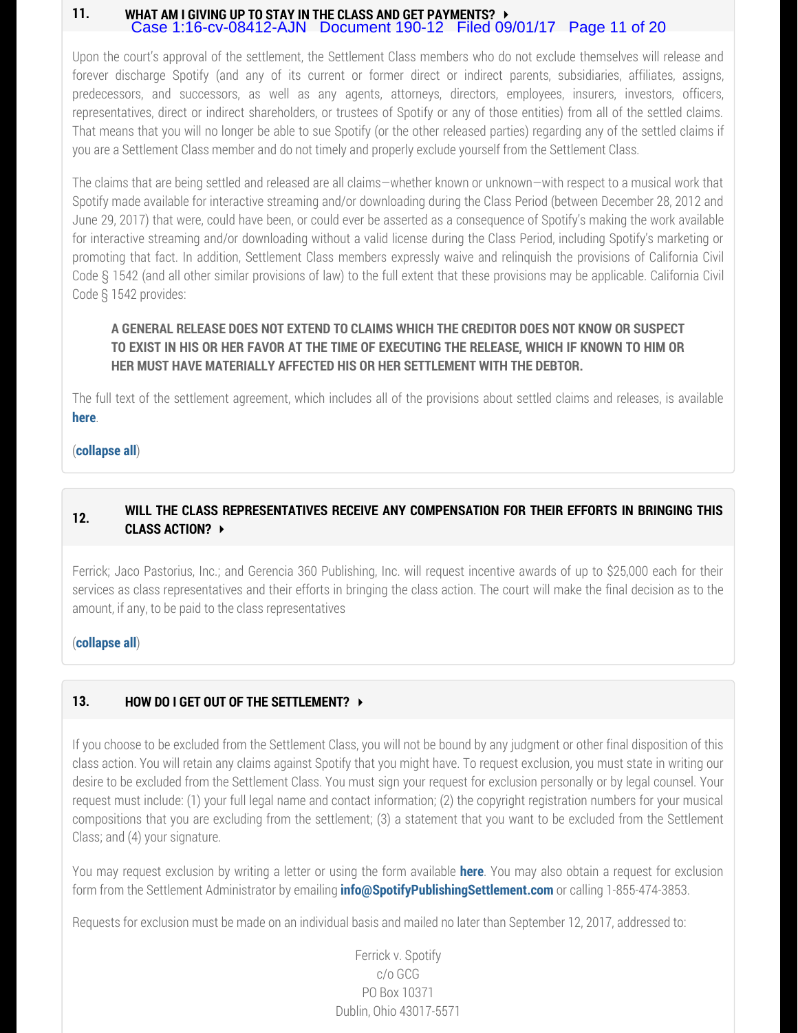## 11. WHAT AM I GIVING UP TO STAY IN THE CLASS AND GET PAYMENTS?

Upon the court's approval of the settlement, the Settlement Class members who do not exclude themselves will release and forever discharge Spotify (and any of its current or former direct or indirect parents, subsidiaries, affiliates, assigns, predecessors, and successors, as well as any agents, attorneys, directors, employees, insurers, investors, officers, representatives, direct or indirect shareholders, or trustees of Spotify or any of those entities) from all of the settled claims. That means that you will no longer be able to sue Spotify (or the other released parties) regarding any of the settled claims if you are a Settlement Class member and do not timely and properly exclude yourself from the Settlement Class.

The claims that are being settled and released are all claims—whether known or unknown—with respect to a musical work that Spotify made available for interactive streaming and/or downloading during the Class Period (between December 28, 2012 and June 29, 2017) that were, could have been, or could ever be asserted as a consequence of Spotify's making the work available for interactive streaming and/or downloading without a valid license during the Class Period, including Spotify's marketing or promoting that fact. In addition, Settlement Class members expressly waive and relinquish the provisions of California Civil Code § 1542 (and all other similar provisions of law) to the full extent that these provisions may be applicable. California Civil Code § 1542 provides:

> **A GENERAL RELEASE DOES NOT EXTEND TO CLAIMS WHICH THE CREDITOR DOES NOT KNOW OR SUSPECT TO EXIST IN HIS OR HER FAVOR AT THE TIME OF EXECUTING THE RELEASE, WHICH IF KNOWN TO HIM OR HER MUST HAVE MATERIALLY AFFECTED HIS OR HER SETTLEMENT WITH THE DEBTOR.**

The full text of the settlement agreement, which includes all of the provisions about settled claims and releases, is available **here**.

(**collapse all**)

## 12. WILL THE CLASS REPRESENTATIVES RECEIVE ANY COMPENSATION FOR THEIR EFFORTS IN BRINGING THIS CLASS ACTION?

Ferrick; Jaco Pastorius, Inc.; and Gerencia 360 Publishing, Inc. will request incentive awards of up to $25,000 each for their services as class representatives and their efforts in bringing the class action. The court will make the final decision as to the amount, if any, to be paid to the class representatives

(**collapse all**)

## 13. HOW DO I GET OUT OF THE SETTLEMENT?

If you choose to be excluded from the Settlement Class, you will not be bound by any judgment or other final disposition of this class action. You will retain any claims against Spotify that you might have. To request exclusion, you must state in writing our desire to be excluded from the Settlement Class. You must sign your request for exclusion personally or by legal counsel. Your request must include: (1) your full legal name and contact information; (2) the copyright registration numbers for your musical compositions that you are excluding from the settlement; (3) a statement that you want to be excluded from the Settlement Class; and (4) your signature.

You may request exclusion by writing a letter or using the form available **here**. You may also obtain a request for exclusion form from the Settlement Administrator by emailing **info@SpotifyPublishingSettlement.com** or calling 1-855-474-3853.

Requests for exclusion must be made on an individual basis and mailed no later than September 12, 2017, addressed to:

Ferrick v. Spotify
c/o GCG
PO Box 10371
Dublin, Ohio 43017-5571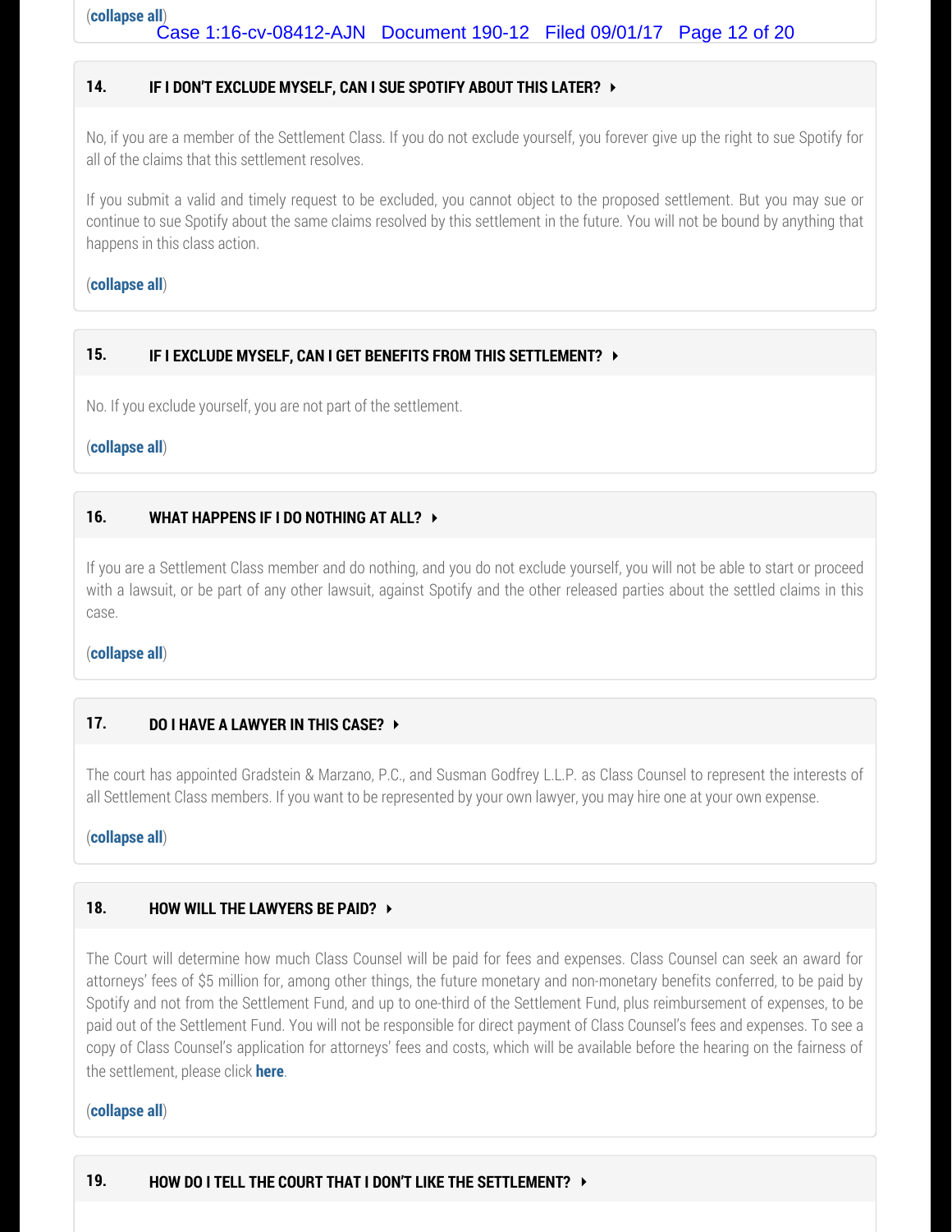(**collapse all**)

### 14. IF I DON'T EXCLUDE MYSELF, CAN I SUE SPOTIFY ABOUT THIS LATER?

No, if you are a member of the Settlement Class. If you do not exclude yourself, you forever give up the right to sue Spotify for all of the claims that this settlement resolves.

If you submit a valid and timely request to be excluded, you cannot object to the proposed settlement. But you may sue or continue to sue Spotify about the same claims resolved by this settlement in the future. You will not be bound by anything that happens in this class action.

(**collapse all**)

### 15. IF I EXCLUDE MYSELF, CAN I GET BENEFITS FROM THIS SETTLEMENT?

No. If you exclude yourself, you are not part of the settlement.

(**collapse all**)

### 16. WHAT HAPPENS IF I DO NOTHING AT ALL?

If you are a Settlement Class member and do nothing, and you do not exclude yourself, you will not be able to start or proceed with a lawsuit, or be part of any other lawsuit, against Spotify and the other released parties about the settled claims in this case.

(**collapse all**)

### 17. DO I HAVE A LAWYER IN THIS CASE?

The court has appointed Gradstein & Marzano, P.C., and Susman Godfrey L.L.P. as Class Counsel to represent the interests of all Settlement Class members. If you want to be represented by your own lawyer, you may hire one at your own expense.

(**collapse all**)

### 18. HOW WILL THE LAWYERS BE PAID?

The Court will determine how much Class Counsel will be paid for fees and expenses. Class Counsel can seek an award for attorneys' fees of $5 million for, among other things, the future monetary and non-monetary benefits conferred, to be paid by Spotify and not from the Settlement Fund, and up to one-third of the Settlement Fund, plus reimbursement of expenses, to be paid out of the Settlement Fund. You will not be responsible for direct payment of Class Counsel's fees and expenses. To see a copy of Class Counsel's application for attorneys' fees and costs, which will be available before the hearing on the fairness of the settlement, please click **here**.

(**collapse all**)

### 19. HOW DO I TELL THE COURT THAT I DON'T LIKE THE SETTLEMENT?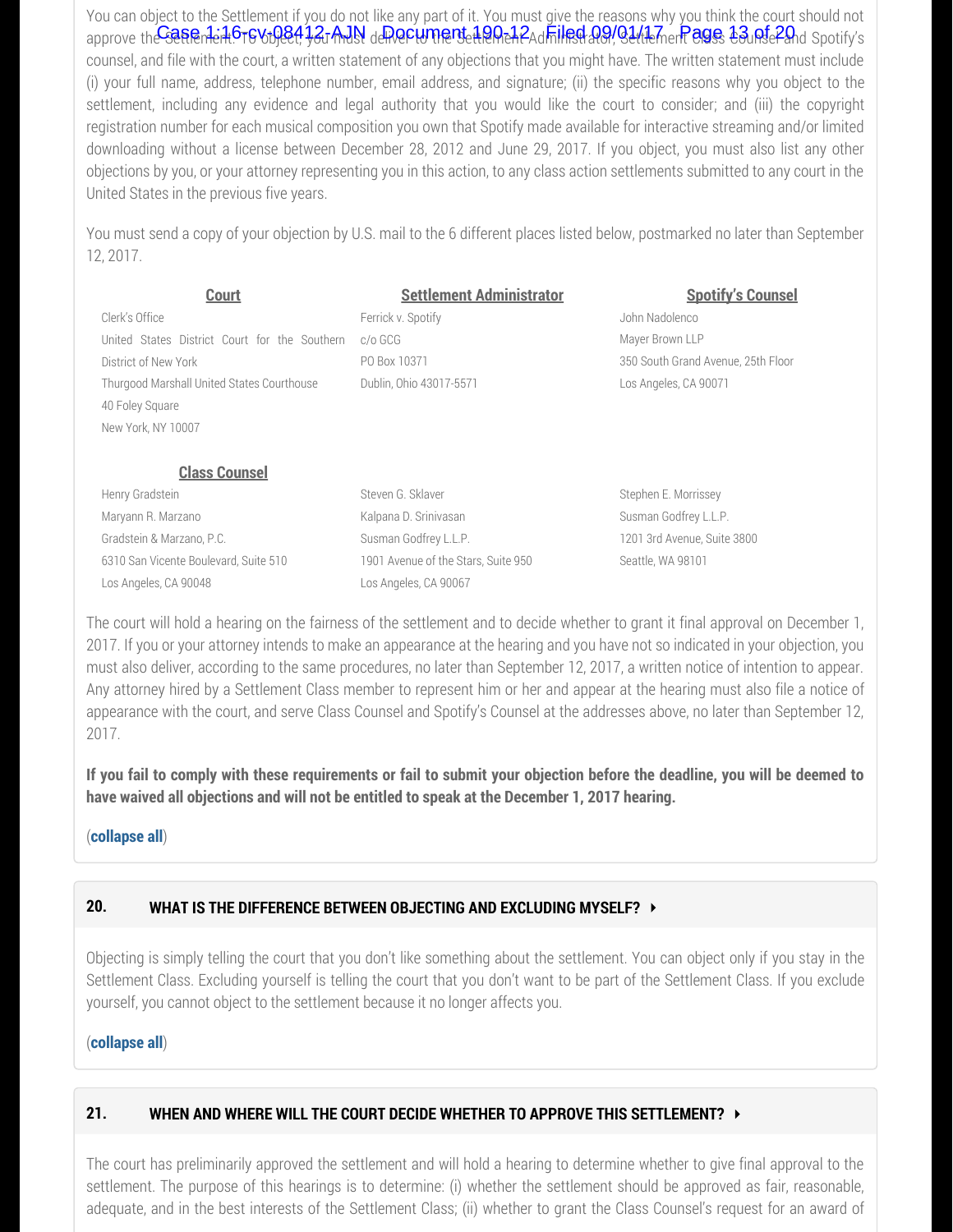You can object to the Settlement if you do not like any part of it. You must give the reasons why you think the court should not approve the Settlement. To object, you must deliver to the Settlement Administrator, Settlement Class Counsel and Spotify's counsel, and file with the court, a written statement of any objections that you might have. The written statement must include (i) your full name, address, telephone number, email address, and signature; (ii) the specific reasons why you object to the settlement, including any evidence and legal authority that you would like the court to consider; and (iii) the copyright registration number for each musical composition you own that Spotify made available for interactive streaming and/or limited downloading without a license between December 28, 2012 and June 29, 2017. If you object, you must also list any other objections by you, or your attorney representing you in this action, to any class action settlements submitted to any court in the United States in the previous five years.

You must send a copy of your objection by U.S. mail to the 6 different places listed below, postmarked no later than September 12, 2017.

**Court**

Clerk's Office
United States District Court for the Southern District of New York
Thurgood Marshall United States Courthouse
40 Foley Square
New York, NY 10007

**Settlement Administrator**

Ferrick v. Spotify
c/o GCG
PO Box 10371
Dublin, Ohio 43017-5571

**Spotify's Counsel**

John Nadolenco
Mayer Brown LLP
350 South Grand Avenue, 25th Floor
Los Angeles, CA 90071

**Class Counsel**

Henry Gradstein
Maryann R. Marzano
Gradstein & Marzano, P.C.
6310 San Vicente Boulevard, Suite 510
Los Angeles, CA 90048

Steven G. Sklaver
Kalpana D. Srinivasan
Susman Godfrey L.L.P.
1901 Avenue of the Stars, Suite 950
Los Angeles, CA 90067

Stephen E. Morrissey
Susman Godfrey L.L.P.
1201 3rd Avenue, Suite 3800
Seattle, WA 98101

The court will hold a hearing on the fairness of the settlement and to decide whether to grant it final approval on December 1, 2017. If you or your attorney intends to make an appearance at the hearing and you have not so indicated in your objection, you must also deliver, according to the same procedures, no later than September 12, 2017, a written notice of intention to appear. Any attorney hired by a Settlement Class member to represent him or her and appear at the hearing must also file a notice of appearance with the court, and serve Class Counsel and Spotify's Counsel at the addresses above, no later than September 12, 2017.

**If you fail to comply with these requirements or fail to submit your objection before the deadline, you will be deemed to have waived all objections and will not be entitled to speak at the December 1, 2017 hearing.**

(**collapse all**)

## 20. WHAT IS THE DIFFERENCE BETWEEN OBJECTING AND EXCLUDING MYSELF?

Objecting is simply telling the court that you don't like something about the settlement. You can object only if you stay in the Settlement Class. Excluding yourself is telling the court that you don't want to be part of the Settlement Class. If you exclude yourself, you cannot object to the settlement because it no longer affects you.

(**collapse all**)

## 21. WHEN AND WHERE WILL THE COURT DECIDE WHETHER TO APPROVE THIS SETTLEMENT?

The court has preliminarily approved the settlement and will hold a hearing to determine whether to give final approval to the settlement. The purpose of this hearings is to determine: (i) whether the settlement should be approved as fair, reasonable, adequate, and in the best interests of the Settlement Class; (ii) whether to grant the Class Counsel's request for an award of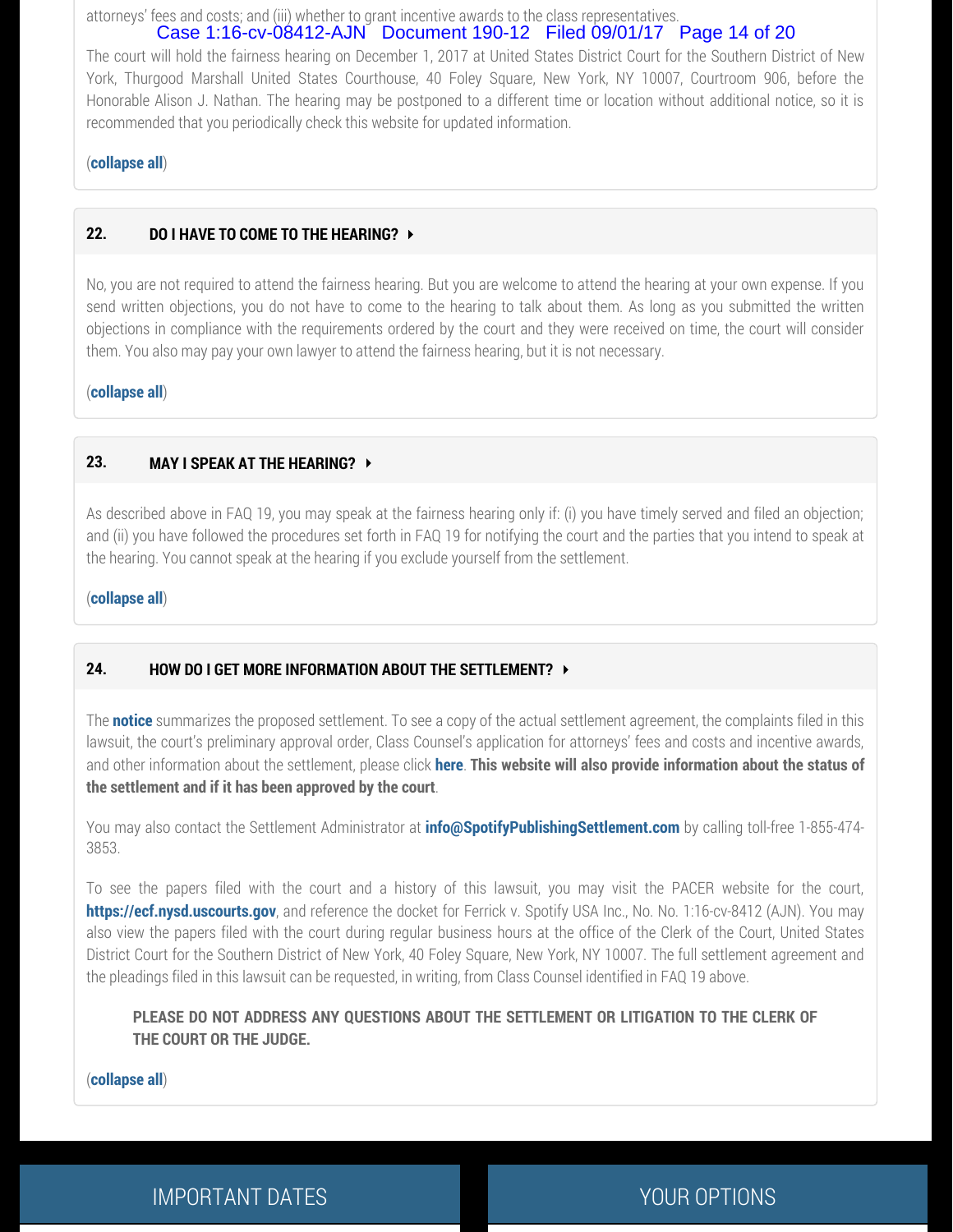attorneys' fees and costs; and (iii) whether to grant incentive awards to the class representatives.

The court will hold the fairness hearing on December 1, 2017 at United States District Court for the Southern District of New York, Thurgood Marshall United States Courthouse, 40 Foley Square, New York, NY 10007, Courtroom 906, before the Honorable Alison J. Nathan. The hearing may be postponed to a different time or location without additional notice, so it is recommended that you periodically check this website for updated information.

(**collapse all**)

### 22. DO I HAVE TO COME TO THE HEARING?

No, you are not required to attend the fairness hearing. But you are welcome to attend the hearing at your own expense. If you send written objections, you do not have to come to the hearing to talk about them. As long as you submitted the written objections in compliance with the requirements ordered by the court and they were received on time, the court will consider them. You also may pay your own lawyer to attend the fairness hearing, but it is not necessary.

(**collapse all**)

### 23. MAY I SPEAK AT THE HEARING?

As described above in FAQ 19, you may speak at the fairness hearing only if: (i) you have timely served and filed an objection; and (ii) you have followed the procedures set forth in FAQ 19 for notifying the court and the parties that you intend to speak at the hearing. You cannot speak at the hearing if you exclude yourself from the settlement.

(**collapse all**)

### 24. HOW DO I GET MORE INFORMATION ABOUT THE SETTLEMENT?

The **notice** summarizes the proposed settlement. To see a copy of the actual settlement agreement, the complaints filed in this lawsuit, the court's preliminary approval order, Class Counsel's application for attorneys' fees and costs and incentive awards, and other information about the settlement, please click **here**. **This website will also provide information about the status of the settlement and if it has been approved by the court**.

You may also contact the Settlement Administrator at **info@SpotifyPublishingSettlement.com** by calling toll-free 1-855-474-3853.

To see the papers filed with the court and a history of this lawsuit, you may visit the PACER website for the court, **https://ecf.nysd.uscourts.gov**, and reference the docket for Ferrick v. Spotify USA Inc., No. No. 1:16-cv-8412 (AJN). You may also view the papers filed with the court during regular business hours at the office of the Clerk of the Court, United States District Court for the Southern District of New York, 40 Foley Square, New York, NY 10007. The full settlement agreement and the pleadings filed in this lawsuit can be requested, in writing, from Class Counsel identified in FAQ 19 above.

> **PLEASE DO NOT ADDRESS ANY QUESTIONS ABOUT THE SETTLEMENT OR LITIGATION TO THE CLERK OF THE COURT OR THE JUDGE.**

(**collapse all**)

IMPORTANT DATES

YOUR OPTIONS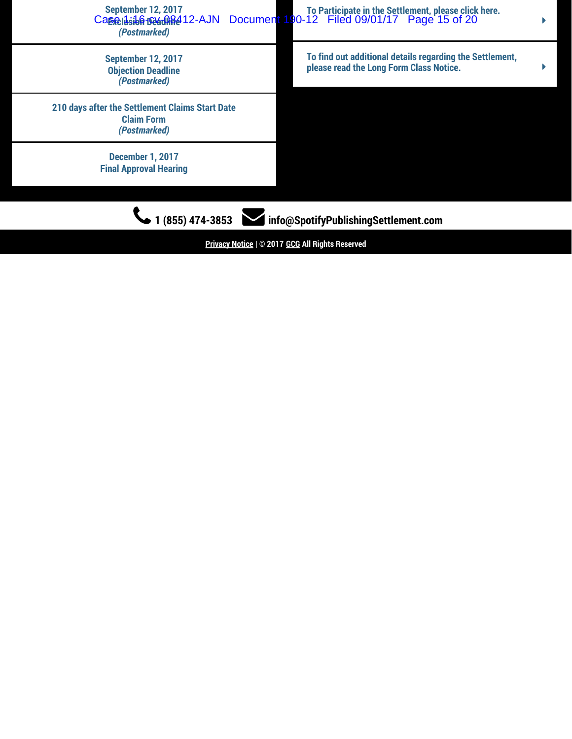**September 12, 2017**
**Exclusion Deadline**
***(Postmarked)***

**September 12, 2017**
**Objection Deadline**
***(Postmarked)***

**210 days after the Settlement Claims Start Date**
**Claim Form**
***(Postmarked)***

**December 1, 2017**
**Final Approval Hearing**

**To Participate in the Settlement, please click here.**

**To find out additional details regarding the Settlement, please read the Long Form Class Notice.**

**1 (855) 474-3853** **info@SpotifyPublishingSettlement.com**

**Privacy Notice | © 2017 GCG All Rights Reserved**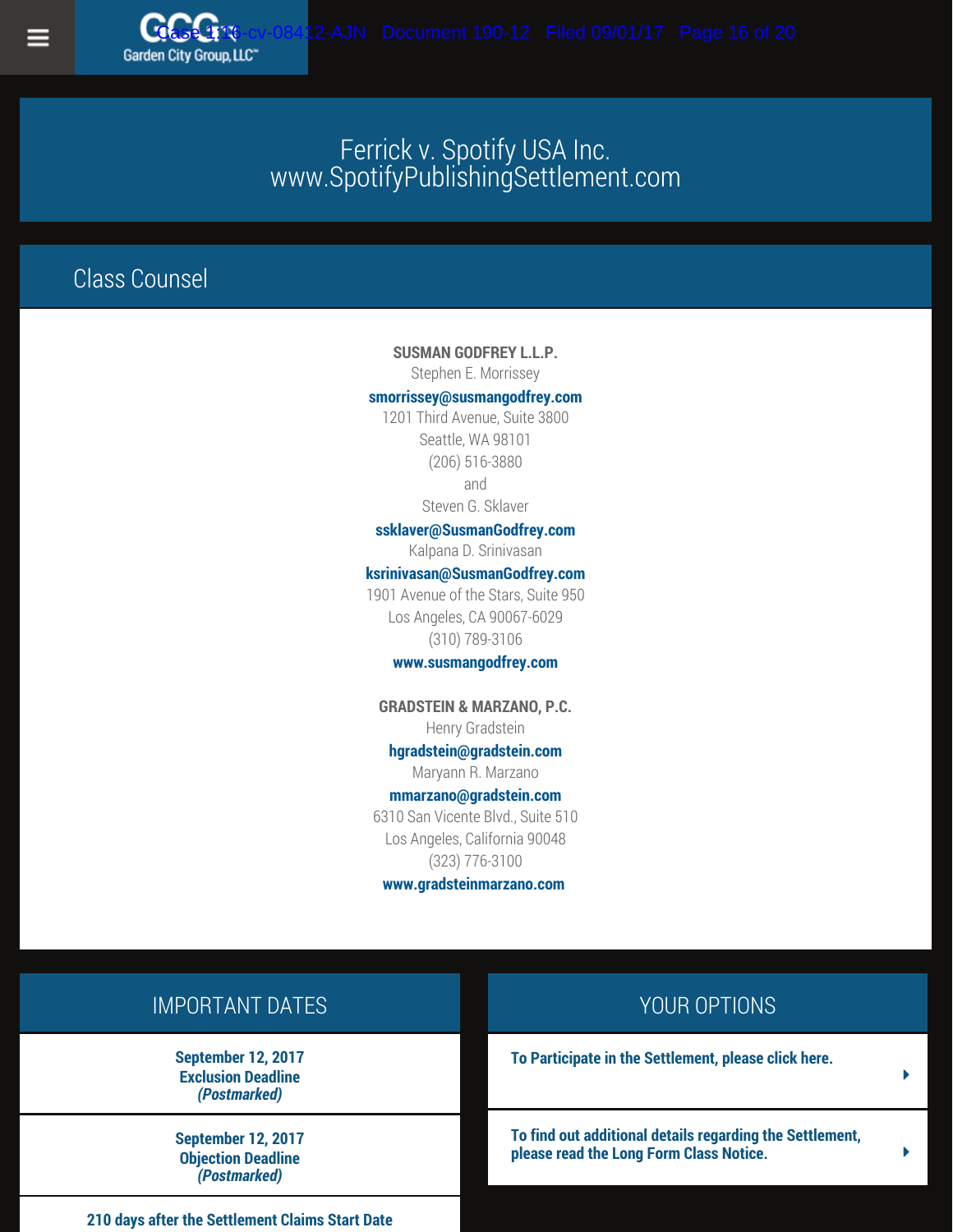Garden City Group, LLC™

# Ferrick v. Spotify USA Inc.
www.SpotifyPublishingSettlement.com

## Class Counsel

**SUSMAN GODFREY L.L.P.**
Stephen E. Morrissey
**smorrissey@susmangodfrey.com**
1201 Third Avenue, Suite 3800
Seattle, WA 98101
(206) 516-3880
and
Steven G. Sklaver
**ssklaver@SusmanGodfrey.com**
Kalpana D. Srinivasan
**ksrinivasan@SusmanGodfrey.com**
1901 Avenue of the Stars, Suite 950
Los Angeles, CA 90067-6029
(310) 789-3106
**www.susmangodfrey.com**

**GRADSTEIN & MARZANO, P.C.**
Henry Gradstein
**hgradstein@gradstein.com**
Maryann R. Marzano
**mmarzano@gradstein.com**
6310 San Vicente Blvd., Suite 510
Los Angeles, California 90048
(323) 776-3100
**www.gradsteinmarzano.com**

## IMPORTANT DATES

**September 12, 2017**
**Exclusion Deadline**
***(Postmarked)***

**September 12, 2017**
**Objection Deadline**
***(Postmarked)***

**210 days after the Settlement Claims Start Date**

## YOUR OPTIONS

**To Participate in the Settlement, please click here.**

**To find out additional details regarding the Settlement, please read the Long Form Class Notice.**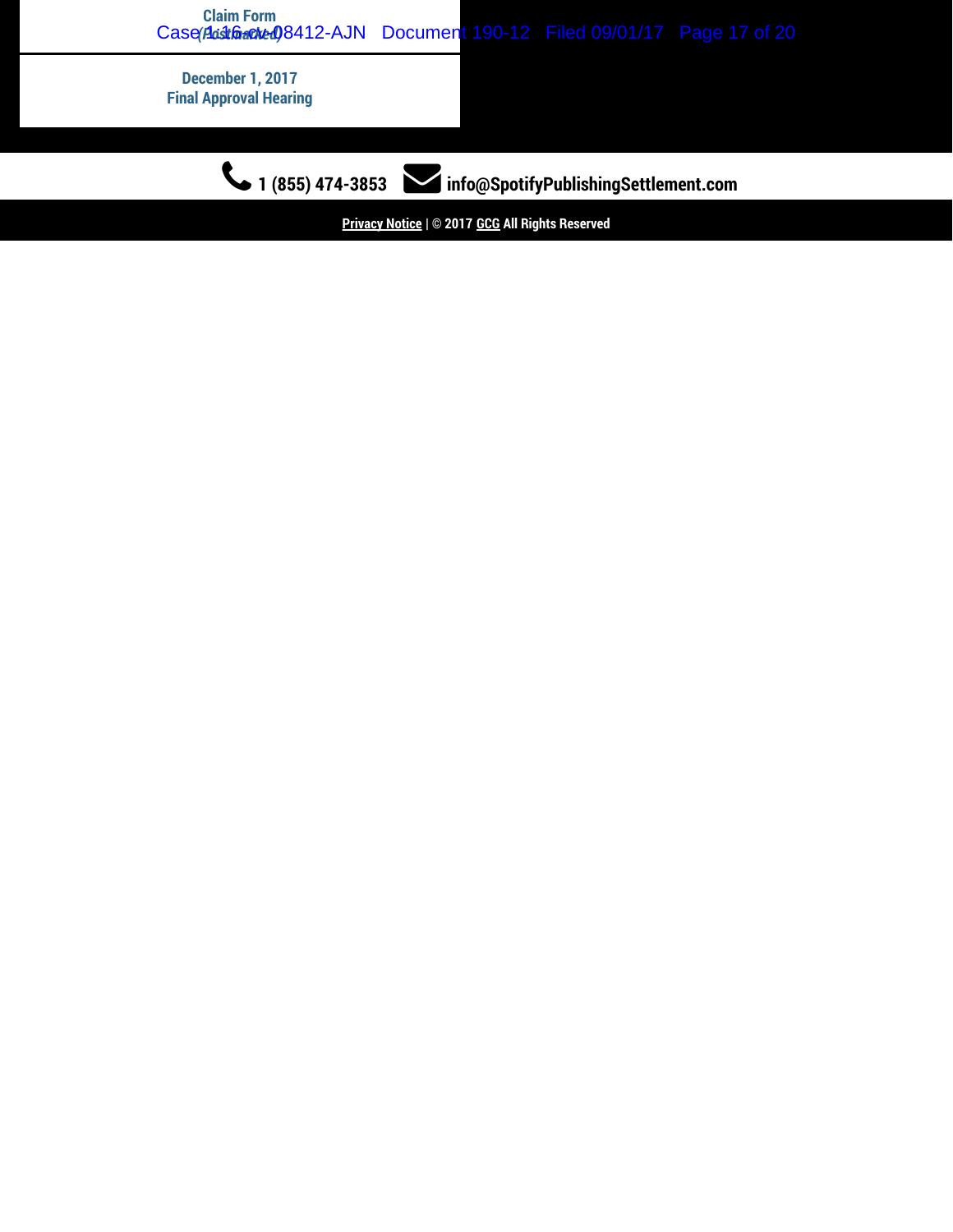Claim Form
(Estimated)

December 1, 2017
Final Approval Hearing

1 (855) 474-3853 info@SpotifyPublishingSettlement.com

Privacy Notice | © 2017 GCG All Rights Reserved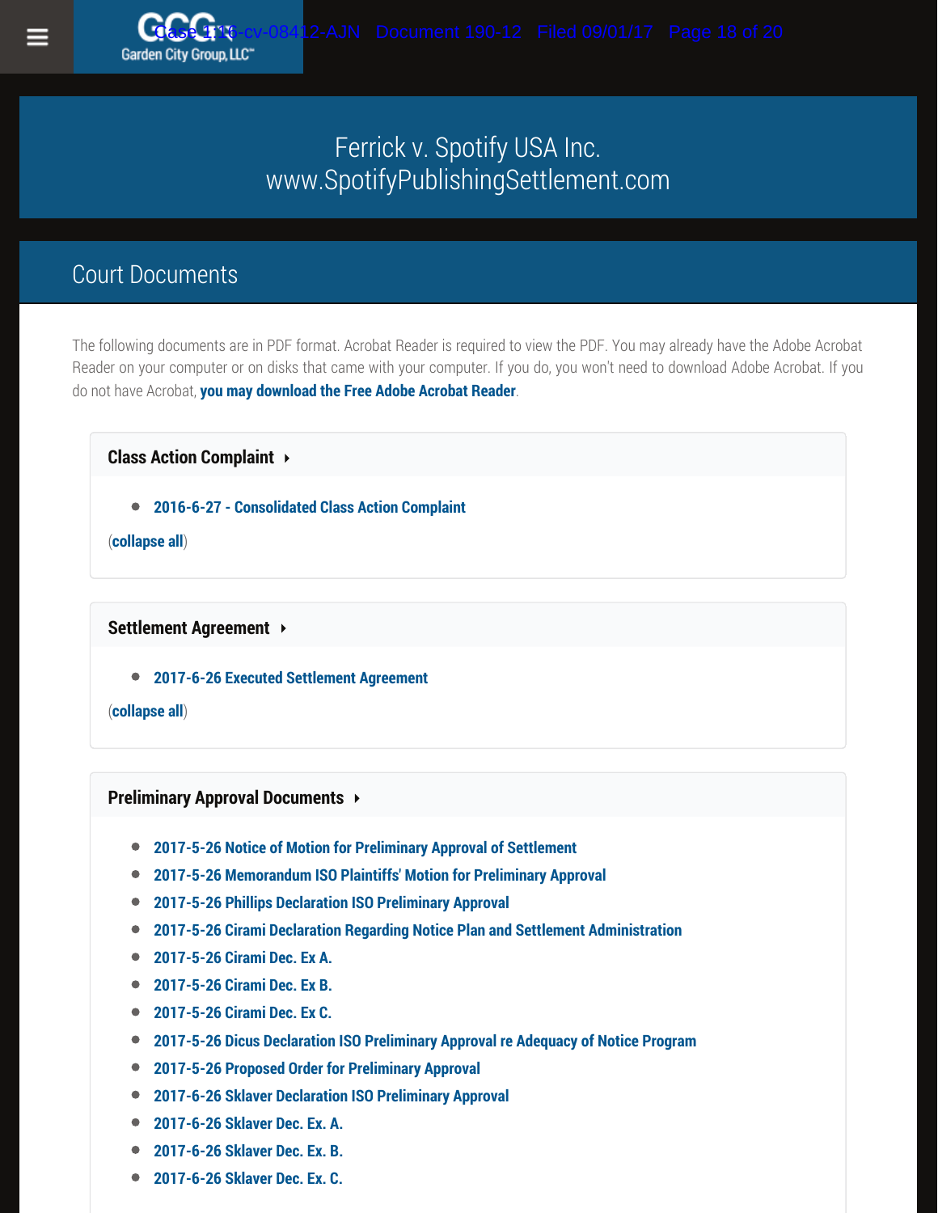Garden City Group, LLC™

# Ferrick v. Spotify USA Inc.
www.SpotifyPublishingSettlement.com

## Court Documents

The following documents are in PDF format. Acrobat Reader is required to view the PDF. You may already have the Adobe Acrobat Reader on your computer or on disks that came with your computer. If you do, you won't need to download Adobe Acrobat. If you do not have Acrobat, **you may download the Free Adobe Acrobat Reader**.

### Class Action Complaint

- **2016-6-27 - Consolidated Class Action Complaint**

(**collapse all**)

### Settlement Agreement

- **2017-6-26 Executed Settlement Agreement**

(**collapse all**)

### Preliminary Approval Documents

- **2017-5-26 Notice of Motion for Preliminary Approval of Settlement**
- **2017-5-26 Memorandum ISO Plaintiffs' Motion for Preliminary Approval**
- **2017-5-26 Phillips Declaration ISO Preliminary Approval**
- **2017-5-26 Cirami Declaration Regarding Notice Plan and Settlement Administration**
- **2017-5-26 Cirami Dec. Ex A.**
- **2017-5-26 Cirami Dec. Ex B.**
- **2017-5-26 Cirami Dec. Ex C.**
- **2017-5-26 Dicus Declaration ISO Preliminary Approval re Adequacy of Notice Program**
- **2017-5-26 Proposed Order for Preliminary Approval**
- **2017-6-26 Sklaver Declaration ISO Preliminary Approval**
- **2017-6-26 Sklaver Dec. Ex. A.**
- **2017-6-26 Sklaver Dec. Ex. B.**
- **2017-6-26 Sklaver Dec. Ex. C.**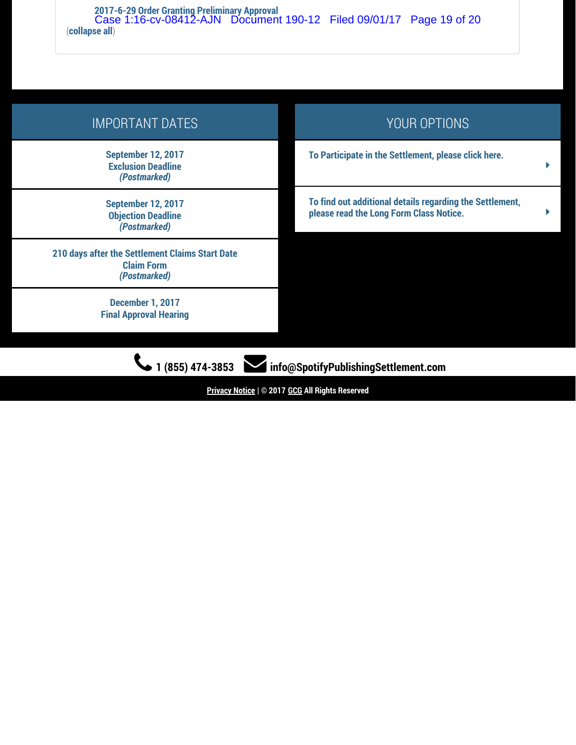2017-6-29 Order Granting Preliminary Approval

(**collapse all**)

## IMPORTANT DATES

**September 12, 2017**
**Exclusion Deadline**
***(Postmarked)***

**September 12, 2017**
**Objection Deadline**
***(Postmarked)***

**210 days after the Settlement Claims Start Date**
**Claim Form**
***(Postmarked)***

**December 1, 2017**
**Final Approval Hearing**

## YOUR OPTIONS

**To Participate in the Settlement, please click here.**

**To find out additional details regarding the Settlement, please read the Long Form Class Notice.**

**1 (855) 474-3853** **info@SpotifyPublishingSettlement.com**

**Privacy Notice | © 2017 GCG All Rights Reserved**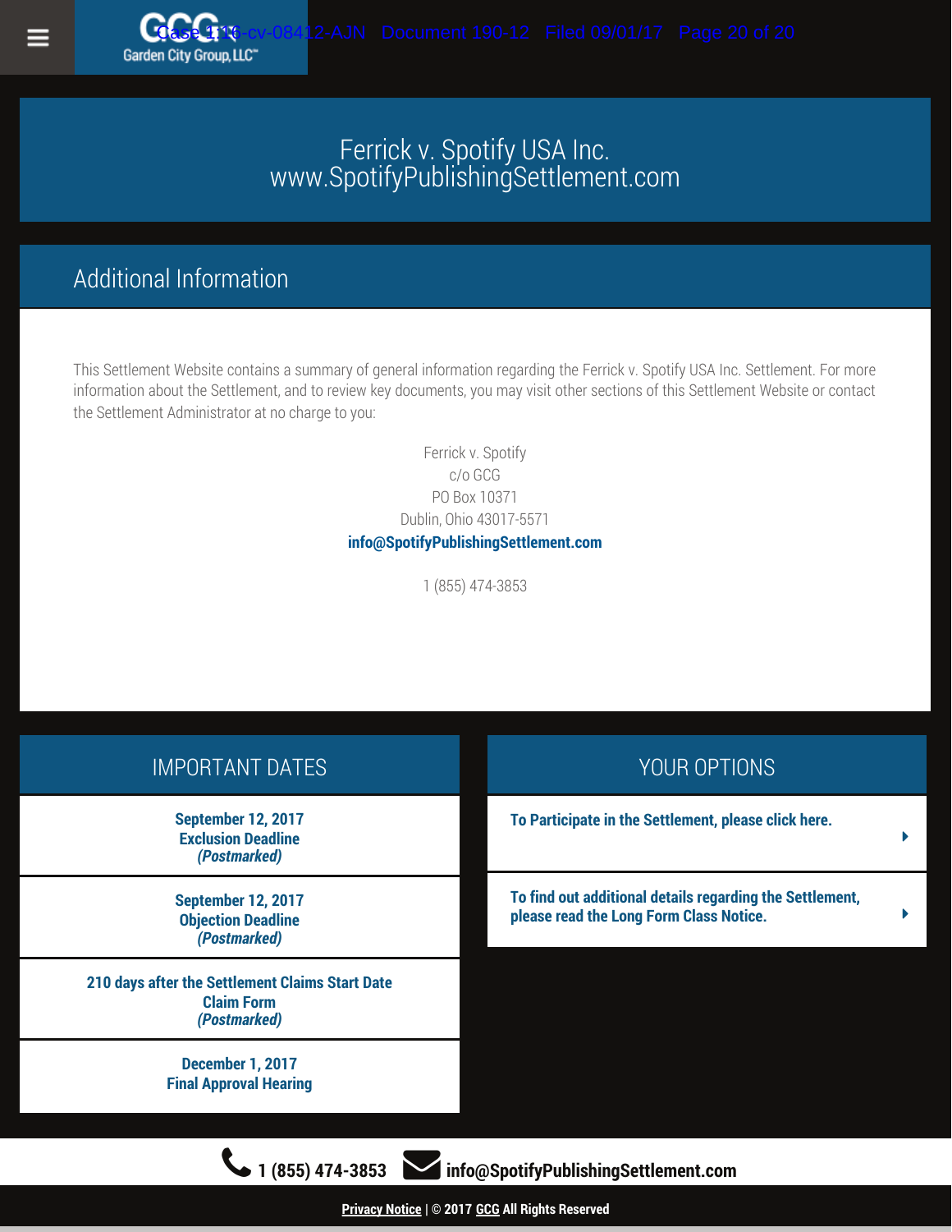Garden City Group, LLC™

# Ferrick v. Spotify USA Inc.
# www.SpotifyPublishingSettlement.com

## Additional Information

This Settlement Website contains a summary of general information regarding the Ferrick v. Spotify USA Inc. Settlement. For more information about the Settlement, and to review key documents, you may visit other sections of this Settlement Website or contact the Settlement Administrator at no charge to you:

Ferrick v. Spotify
c/o GCG
PO Box 10371
Dublin, Ohio 43017-5571
**info@SpotifyPublishingSettlement.com**

1 (855) 474-3853

## IMPORTANT DATES

**September 12, 2017**
**Exclusion Deadline**
***(Postmarked)***

**September 12, 2017**
**Objection Deadline**
***(Postmarked)***

**210 days after the Settlement Claims Start Date**
**Claim Form**
***(Postmarked)***

**December 1, 2017**
**Final Approval Hearing**

## YOUR OPTIONS

**To Participate in the Settlement, please click here.**

**To find out additional details regarding the Settlement, please read the Long Form Class Notice.**

**1 (855) 474-3853** **info@SpotifyPublishingSettlement.com**

**Privacy Notice | © 2017 GCG All Rights Reserved**